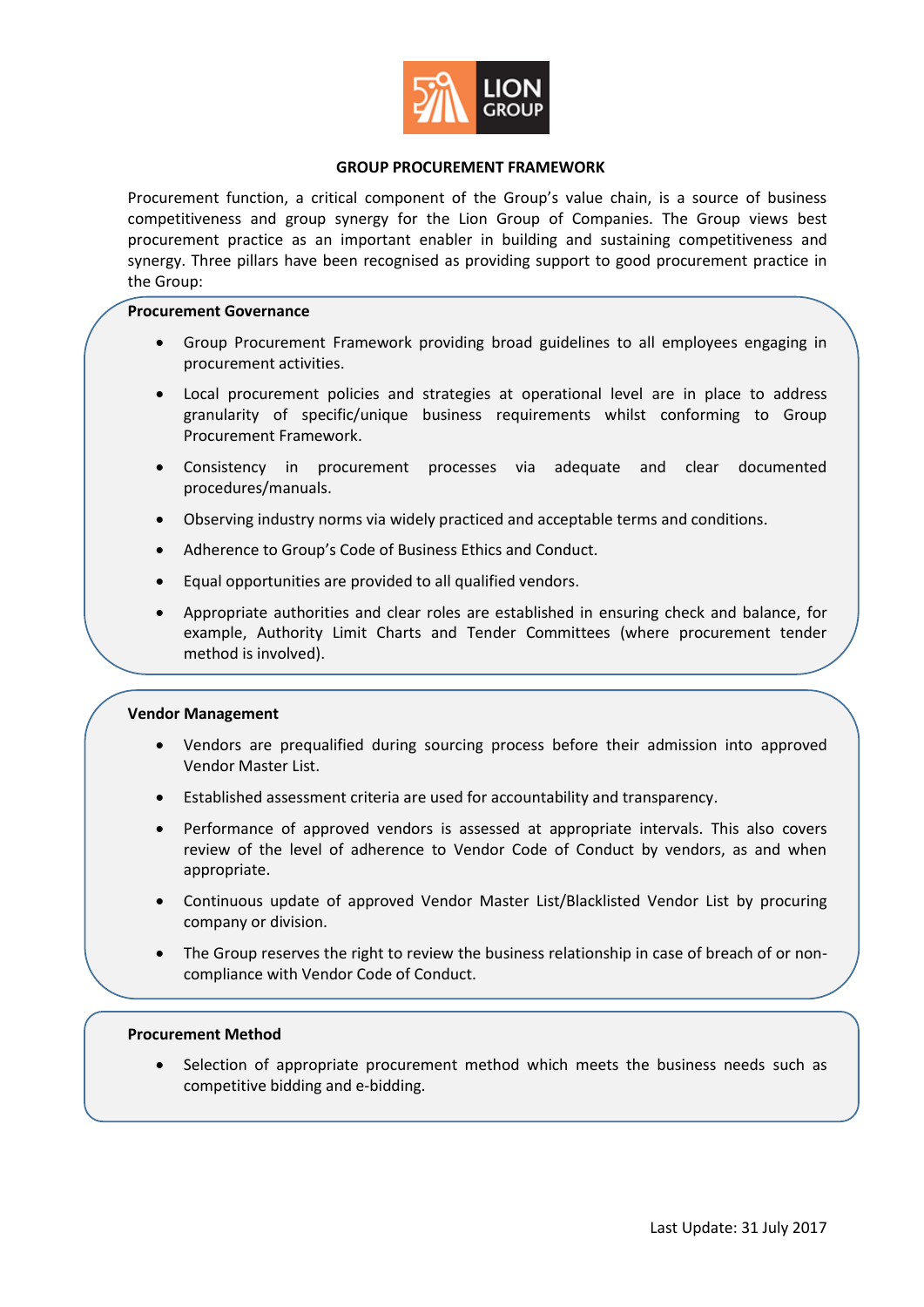# GROUP PROCUREMENT FRAMEWORK

Procurement function, a critical component of the Group's value chain, is a source of business competitiveness and group synergy for the Lion Group of Companies. The Group views best procurement practice as an important enabler in building and sustaining competitiveness and synergy. Three pillars have been recognised as providing support to good procurement practice in the Group:

**Procurement Governance**

- Group Procurement Framework providing broad guidelines to all employees engaging in procurement activities.
- Local procurement policies and strategies at operational level are in place to address granularity of specific/unique business requirements whilst conforming to Group Procurement Framework.
- Consistency in procurement processes via adequate and clear documented procedures/manuals.
- Observing industry norms via widely practiced and acceptable terms and conditions.
- Adherence to Group's Code of Business Ethics and Conduct.
- Equal opportunities are provided to all qualified vendors.
- Appropriate authorities and clear roles are established in ensuring check and balance, for example, Authority Limit Charts and Tender Committees (where procurement tender method is involved).

**Vendor Management**

- Vendors are prequalified during sourcing process before their admission into approved Vendor Master List.
- Established assessment criteria are used for accountability and transparency.
- Performance of approved vendors is assessed at appropriate intervals. This also covers review of the level of adherence to Vendor Code of Conduct by vendors, as and when appropriate.
- Continuous update of approved Vendor Master List/Blacklisted Vendor List by procuring company or division.
- The Group reserves the right to review the business relationship in case of breach of or non-compliance with Vendor Code of Conduct.

**Procurement Method**

- Selection of appropriate procurement method which meets the business needs such as competitive bidding and e-bidding.

Last Update: 31 July 2017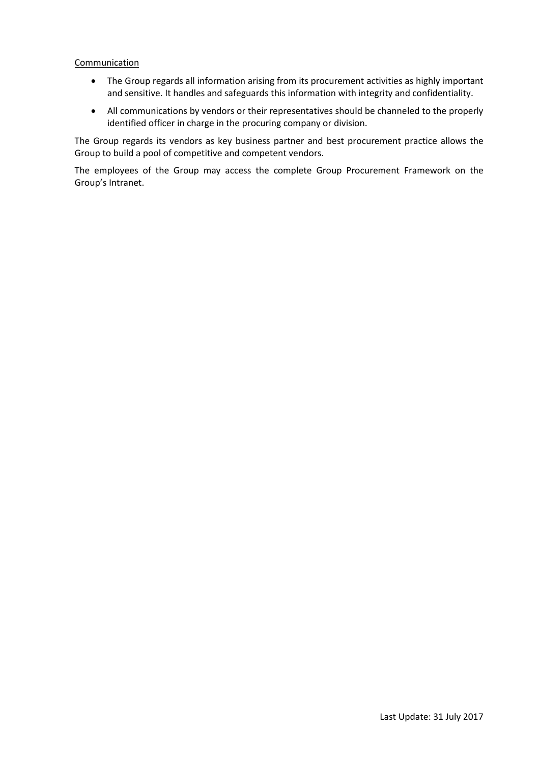<u>Communication</u>

- The Group regards all information arising from its procurement activities as highly important and sensitive. It handles and safeguards this information with integrity and confidentiality.
- All communications by vendors or their representatives should be channeled to the properly identified officer in charge in the procuring company or division.

The Group regards its vendors as key business partner and best procurement practice allows the Group to build a pool of competitive and competent vendors.

The employees of the Group may access the complete Group Procurement Framework on the Group's Intranet.

Last Update: 31 July 2017